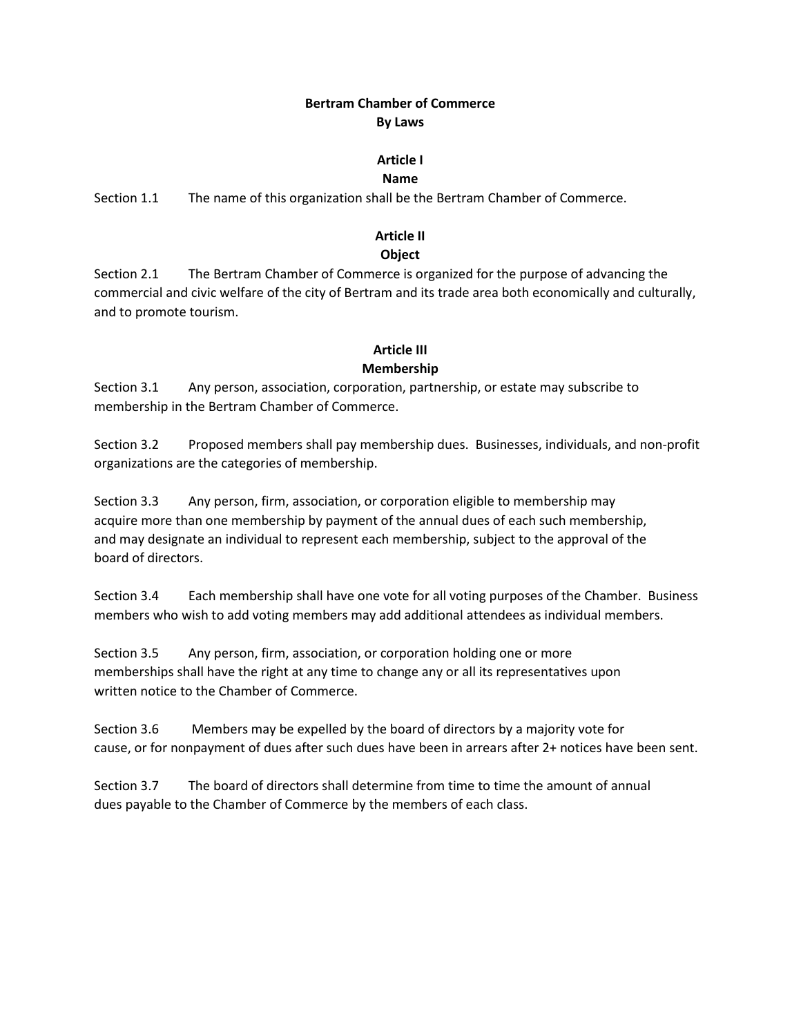# Bertram Chamber of Commerce
## By Laws

## Article I
### Name

Section 1.1 The name of this organization shall be the Bertram Chamber of Commerce.

## Article II
### Object

Section 2.1 The Bertram Chamber of Commerce is organized for the purpose of advancing the commercial and civic welfare of the city of Bertram and its trade area both economically and culturally, and to promote tourism.

## Article III
### Membership

Section 3.1 Any person, association, corporation, partnership, or estate may subscribe to membership in the Bertram Chamber of Commerce.

Section 3.2 Proposed members shall pay membership dues. Businesses, individuals, and non-profit organizations are the categories of membership.

Section 3.3 Any person, firm, association, or corporation eligible to membership may acquire more than one membership by payment of the annual dues of each such membership, and may designate an individual to represent each membership, subject to the approval of the board of directors.

Section 3.4 Each membership shall have one vote for all voting purposes of the Chamber. Business members who wish to add voting members may add additional attendees as individual members.

Section 3.5 Any person, firm, association, or corporation holding one or more memberships shall have the right at any time to change any or all its representatives upon written notice to the Chamber of Commerce.

Section 3.6 Members may be expelled by the board of directors by a majority vote for cause, or for nonpayment of dues after such dues have been in arrears after 2+ notices have been sent.

Section 3.7 The board of directors shall determine from time to time the amount of annual dues payable to the Chamber of Commerce by the members of each class.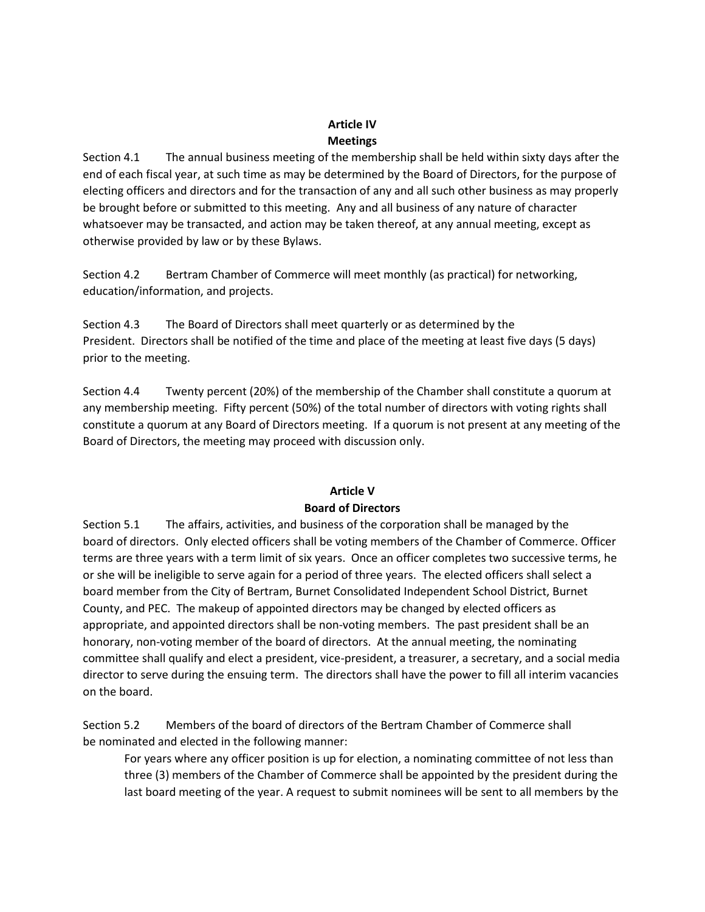## Article IV
## Meetings

Section 4.1 The annual business meeting of the membership shall be held within sixty days after the end of each fiscal year, at such time as may be determined by the Board of Directors, for the purpose of electing officers and directors and for the transaction of any and all such other business as may properly be brought before or submitted to this meeting. Any and all business of any nature of character whatsoever may be transacted, and action may be taken thereof, at any annual meeting, except as otherwise provided by law or by these Bylaws.

Section 4.2 Bertram Chamber of Commerce will meet monthly (as practical) for networking, education/information, and projects.

Section 4.3 The Board of Directors shall meet quarterly or as determined by the President. Directors shall be notified of the time and place of the meeting at least five days (5 days) prior to the meeting.

Section 4.4 Twenty percent (20%) of the membership of the Chamber shall constitute a quorum at any membership meeting. Fifty percent (50%) of the total number of directors with voting rights shall constitute a quorum at any Board of Directors meeting. If a quorum is not present at any meeting of the Board of Directors, the meeting may proceed with discussion only.

## Article V
## Board of Directors

Section 5.1 The affairs, activities, and business of the corporation shall be managed by the board of directors. Only elected officers shall be voting members of the Chamber of Commerce. Officer terms are three years with a term limit of six years. Once an officer completes two successive terms, he or she will be ineligible to serve again for a period of three years. The elected officers shall select a board member from the City of Bertram, Burnet Consolidated Independent School District, Burnet County, and PEC. The makeup of appointed directors may be changed by elected officers as appropriate, and appointed directors shall be non-voting members. The past president shall be an honorary, non-voting member of the board of directors. At the annual meeting, the nominating committee shall qualify and elect a president, vice-president, a treasurer, a secretary, and a social media director to serve during the ensuing term. The directors shall have the power to fill all interim vacancies on the board.

Section 5.2 Members of the board of directors of the Bertram Chamber of Commerce shall be nominated and elected in the following manner:

For years where any officer position is up for election, a nominating committee of not less than three (3) members of the Chamber of Commerce shall be appointed by the president during the last board meeting of the year. A request to submit nominees will be sent to all members by the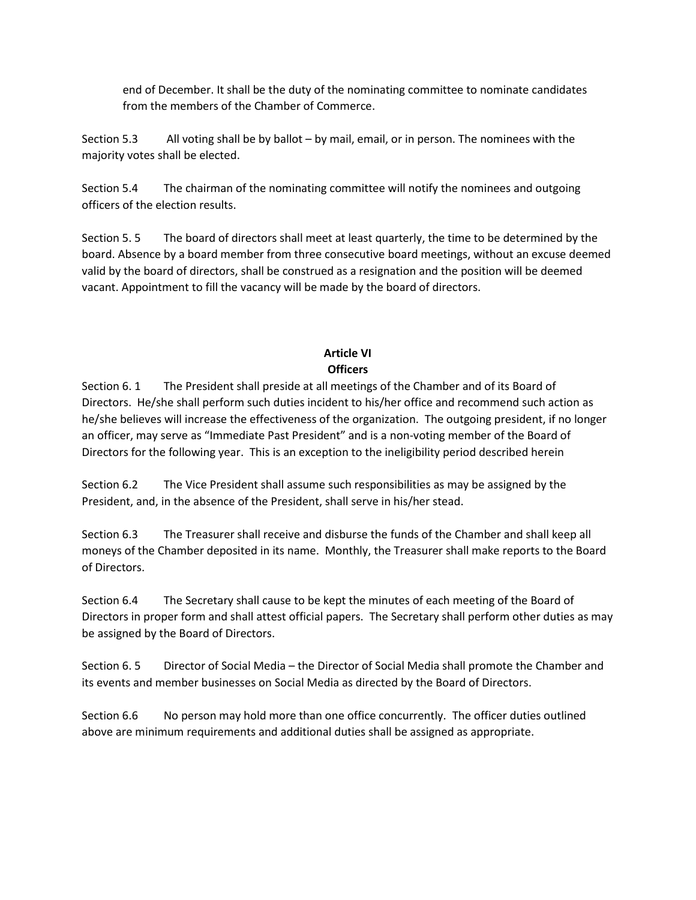end of December. It shall be the duty of the nominating committee to nominate candidates from the members of the Chamber of Commerce.

Section 5.3 All voting shall be by ballot – by mail, email, or in person. The nominees with the majority votes shall be elected.

Section 5.4 The chairman of the nominating committee will notify the nominees and outgoing officers of the election results.

Section 5. 5 The board of directors shall meet at least quarterly, the time to be determined by the board. Absence by a board member from three consecutive board meetings, without an excuse deemed valid by the board of directors, shall be construed as a resignation and the position will be deemed vacant. Appointment to fill the vacancy will be made by the board of directors.

## Article VI
## Officers

Section 6. 1 The President shall preside at all meetings of the Chamber and of its Board of Directors. He/she shall perform such duties incident to his/her office and recommend such action as he/she believes will increase the effectiveness of the organization. The outgoing president, if no longer an officer, may serve as "Immediate Past President" and is a non-voting member of the Board of Directors for the following year. This is an exception to the ineligibility period described herein

Section 6.2 The Vice President shall assume such responsibilities as may be assigned by the President, and, in the absence of the President, shall serve in his/her stead.

Section 6.3 The Treasurer shall receive and disburse the funds of the Chamber and shall keep all moneys of the Chamber deposited in its name. Monthly, the Treasurer shall make reports to the Board of Directors.

Section 6.4 The Secretary shall cause to be kept the minutes of each meeting of the Board of Directors in proper form and shall attest official papers. The Secretary shall perform other duties as may be assigned by the Board of Directors.

Section 6. 5 Director of Social Media – the Director of Social Media shall promote the Chamber and its events and member businesses on Social Media as directed by the Board of Directors.

Section 6.6 No person may hold more than one office concurrently. The officer duties outlined above are minimum requirements and additional duties shall be assigned as appropriate.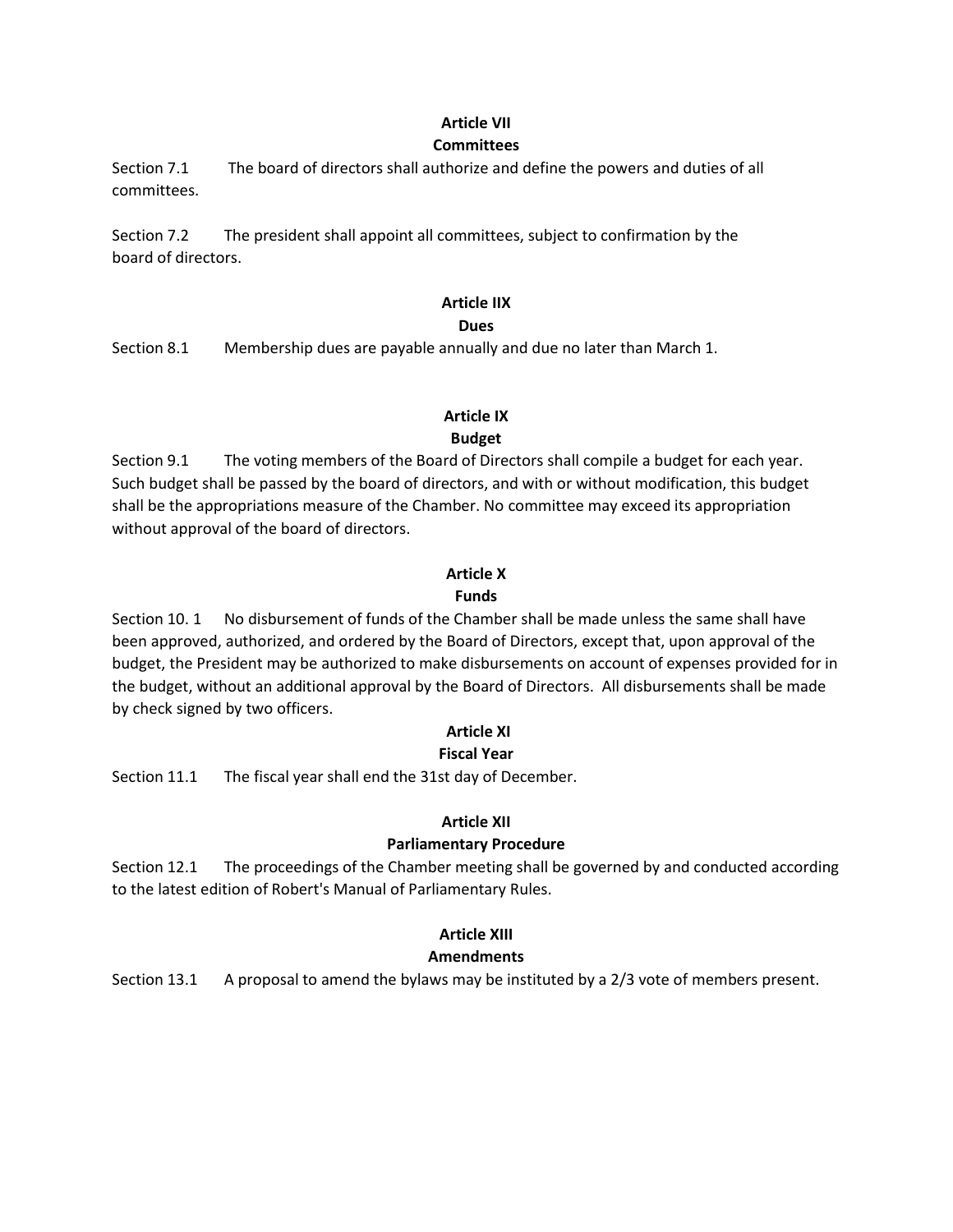## Article VII
## Committees

Section 7.1 The board of directors shall authorize and define the powers and duties of all committees.

Section 7.2 The president shall appoint all committees, subject to confirmation by the board of directors.

## Article IIX
## Dues

Section 8.1 Membership dues are payable annually and due no later than March 1.

## Article IX
## Budget

Section 9.1 The voting members of the Board of Directors shall compile a budget for each year. Such budget shall be passed by the board of directors, and with or without modification, this budget shall be the appropriations measure of the Chamber. No committee may exceed its appropriation without approval of the board of directors.

## Article X
## Funds

Section 10. 1 No disbursement of funds of the Chamber shall be made unless the same shall have been approved, authorized, and ordered by the Board of Directors, except that, upon approval of the budget, the President may be authorized to make disbursements on account of expenses provided for in the budget, without an additional approval by the Board of Directors. All disbursements shall be made by check signed by two officers.

## Article XI
## Fiscal Year

Section 11.1 The fiscal year shall end the 31st day of December.

## Article XII
## Parliamentary Procedure

Section 12.1 The proceedings of the Chamber meeting shall be governed by and conducted according to the latest edition of Robert's Manual of Parliamentary Rules.

## Article XIII
## Amendments

Section 13.1 A proposal to amend the bylaws may be instituted by a 2/3 vote of members present.